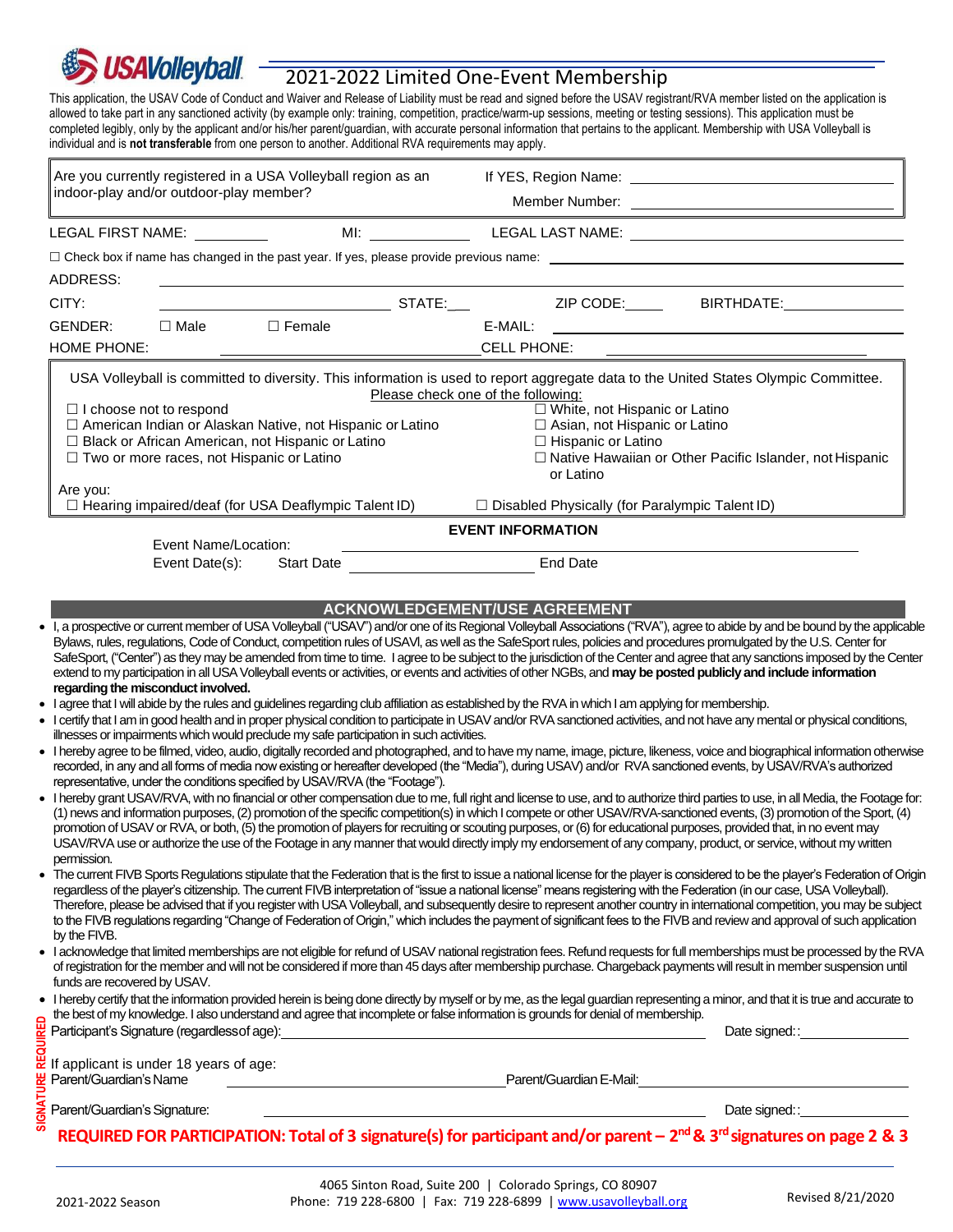# 2021-2022 Limited One-Event Membership

This application, the USAV Code of Conduct and Waiver and Release of Liability must be read and signed before the USAV registrant/RVA member listed on the application is allowed to take part in any sanctioned activity (by example only: training, competition, practice/warm-up sessions, meeting or testing sessions). This application must be completed legibly, only by the applicant and/or his/her parent/guardian, with accurate personal information that pertains to the applicant. Membership with USA Volleyball is individual and is **not transferable** from one person to another. Additional RVA requirements may apply.

| Are you currently registered in a USA Volleyball region as an indoor-play and/or outdoor-play member? | If YES, Region Name: ______________________ <br> Member Number: ______________________ |
|---|---|

LEGAL FIRST NAME: __________ MI: __________ LEGAL LAST NAME: ______________________

☐ Check box if name has changed in the past year. If yes, please provide previous name: ______________________

ADDRESS: ______________________

CITY: ______________________ STATE:___ ZIP CODE:_____ BIRTHDATE:__________

GENDER: ☐ Male ☐ Female E-MAIL: ______________________

HOME PHONE: ______________________ CELL PHONE: ______________________

USA Volleyball is committed to diversity. This information is used to report aggregate data to the United States Olympic Committee.

Please check one of the following:

- ☐ I choose not to respond
- ☐ American Indian or Alaskan Native, not Hispanic or Latino
- ☐ Black or African American, not Hispanic or Latino
- ☐ Two or more races, not Hispanic or Latino
- ☐ White, not Hispanic or Latino
- ☐ Asian, not Hispanic or Latino
- ☐ Hispanic or Latino
- ☐ Native Hawaiian or Other Pacific Islander, not Hispanic or Latino

Are you:
☐ Hearing impaired/deaf (for USA Deaflympic Talent ID) ☐ Disabled Physically (for Paralympic Talent ID)

## EVENT INFORMATION

Event Name/Location: ______________________

Event Date(s): Start Date ______________________ End Date

## ACKNOWLEDGEMENT/USE AGREEMENT

- I, a prospective or current member of USA Volleyball ("USAV") and/or one of its Regional Volleyball Associations ("RVA"), agree to abide by and be bound by the applicable Bylaws, rules, regulations, Code of Conduct, competition rules of USAVl, as well as the SafeSport rules, policies and procedures promulgated by the U.S. Center for SafeSport, ("Center") as they may be amended from time to time. I agree to be subject to the jurisdiction of the Center and agree that any sanctions imposed by the Center extend to my participation in all USA Volleyball events or activities, or events and activities of other NGBs, and **may be posted publicly and include information regarding the misconduct involved.**
- I agree that I will abide by the rules and guidelines regarding club affiliation as established by the RVA in which I am applying for membership.
- I certify that I am in good health and in proper physical condition to participate in USAV and/or RVA sanctioned activities, and not have any mental or physical conditions, illnesses or impairments which would preclude my safe participation in such activities.
- I hereby agree to be filmed, video, audio, digitally recorded and photographed, and to have my name, image, picture, likeness, voice and biographical information otherwise recorded, in any and all forms of media now existing or hereafter developed (the "Media"), during USAV and/or RVA sanctioned events, by USAV/RVA's authorized representative, under the conditions specified by USAV/RVA (the "Footage").
- I hereby grant USAV/RVA, with no financial or other compensation due to me, full right and license to use, and to authorize third parties to use, in all Media, the Footage for: (1) news and information purposes, (2) promotion of the specific competition(s) in which I compete or other USAV/RVA-sanctioned events, (3) promotion of the Sport, (4) promotion of USAV or RVA, or both, (5) the promotion of players for recruiting or scouting purposes, or (6) for educational purposes, provided that, in no event may USAV/RVA use or authorize the use of the Footage in any manner that would directly imply my endorsement of any company, product, or service, without my written permission.
- The current FIVB Sports Regulations stipulate that the Federation that is the first to issue a national license for the player is considered to be the player's Federation of Origin regardless of the player's citizenship. The current FIVB interpretation of "issue a national license" means registering with the Federation (in our case, USA Volleyball). Therefore, please be advised that if you register with USA Volleyball, and subsequently desire to represent another country in international competition, you may be subject to the FIVB regulations regarding "Change of Federation of Origin," which includes the payment of significant fees to the FIVB and review and approval of such application by the FIVB.
- I acknowledge that limited memberships are not eligible for refund of USAV national registration fees. Refund requests for full memberships must be processed by the RVA of registration for the member and will not be considered if more than 45 days after membership purchase. Chargeback payments will result in member suspension until funds are recovered by USAV.
- I hereby certify that the information provided herein is being done directly by myself or by me, as the legal guardian representing a minor, and that it is true and accurate to the best of my knowledge. I also understand and agree that incomplete or false information is grounds for denial of membership.

**SIGNATURE REQUIRED**

Participant's Signature (regardless of age): ______________________ Date signed:: __________

If applicant is under 18 years of age:

Parent/Guardian's Name ______________________ Parent/Guardian E-Mail: ______________________

Parent/Guardian's Signature: ______________________ Date signed:: __________

**REQUIRED FOR PARTICIPATION: Total of 3 signature(s) for participant and/or parent – 2nd & 3rd signatures on page 2 & 3**

2021-2022 Season

4065 Sinton Road, Suite 200 | Colorado Springs, CO 80907
Phone: 719 228-6800 | Fax: 719 228-6899 | www.usavolleyball.org

Revised 8/21/2020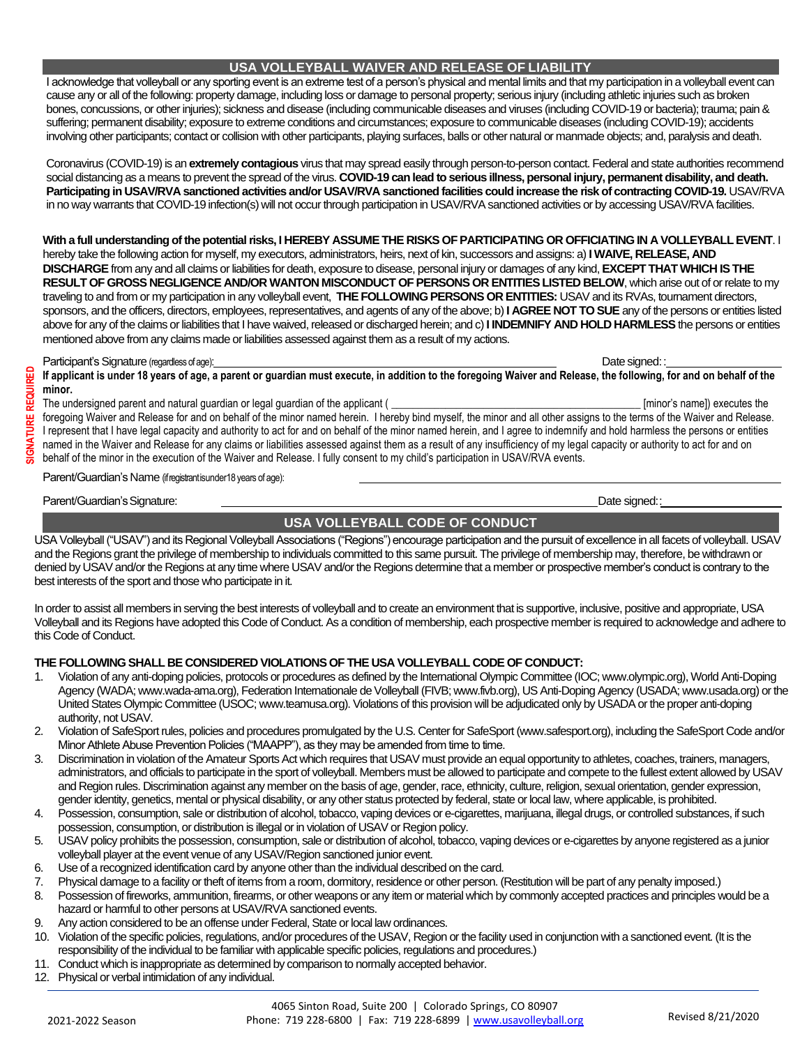## USA VOLLEYBALL WAIVER AND RELEASE OF LIABILITY

I acknowledge that volleyball or any sporting event is an extreme test of a person's physical and mental limits and that my participation in a volleyball event can cause any or all of the following: property damage, including loss or damage to personal property; serious injury (including athletic injuries such as broken bones, concussions, or other injuries); sickness and disease (including communicable diseases and viruses (including COVID-19 or bacteria); trauma; pain & suffering; permanent disability; exposure to extreme conditions and circumstances; exposure to communicable diseases (including COVID-19); accidents involving other participants; contact or collision with other participants, playing surfaces, balls or other natural or manmade objects; and, paralysis and death.

Coronavirus (COVID-19) is an **extremely contagious** virus that may spread easily through person-to-person contact. Federal and state authorities recommend social distancing as a means to prevent the spread of the virus. **COVID-19 can lead to serious illness, personal injury, permanent disability, and death. Participating in USAV/RVA sanctioned activities and/or USAV/RVA sanctioned facilities could increase the risk of contracting COVID-19.** USAV/RVA in no way warrants that COVID-19 infection(s) will not occur through participation in USAV/RVA sanctioned activities or by accessing USAV/RVA facilities.

**With a full understanding of the potential risks, I HEREBY ASSUME THE RISKS OF PARTICIPATING OR OFFICIATING IN A VOLLEYBALL EVENT**. I hereby take the following action for myself, my executors, administrators, heirs, next of kin, successors and assigns: a) **I WAIVE, RELEASE, AND DISCHARGE** from any and all claims or liabilities for death, exposure to disease, personal injury or damages of any kind, **EXCEPT THAT WHICH IS THE RESULT OF GROSS NEGLIGENCE AND/OR WANTON MISCONDUCT OF PERSONS OR ENTITIES LISTED BELOW**, which arise out of or relate to my traveling to and from or my participation in any volleyball event, **THE FOLLOWING PERSONS OR ENTITIES:** USAV and its RVAs, tournament directors, sponsors, and the officers, directors, employees, representatives, and agents of any of the above; b) **I AGREE NOT TO SUE** any of the persons or entities listed above for any of the claims or liabilities that I have waived, released or discharged herein; and c) **I INDEMNIFY AND HOLD HARMLESS** the persons or entities mentioned above from any claims made or liabilities assessed against them as a result of my actions.

**SIGNATURE REQUIRED**

Participant's Signature (regardless of age): ______________________________ Date signed: ______________

**If applicant is under 18 years of age, a parent or guardian must execute, in addition to the foregoing Waiver and Release, the following, for and on behalf of the minor.**

The undersigned parent and natural guardian or legal guardian of the applicant ( ______________________________ [minor's name]) executes the foregoing Waiver and Release for and on behalf of the minor named herein. I hereby bind myself, the minor and all other assigns to the terms of the Waiver and Release. I represent that I have legal capacity and authority to act for and on behalf of the minor named herein, and I agree to indemnify and hold harmless the persons or entities named in the Waiver and Release for any claims or liabilities assessed against them as a result of any insufficiency of my legal capacity or authority to act for and on behalf of the minor in the execution of the Waiver and Release. I fully consent to my child's participation in USAV/RVA events.

Parent/Guardian's Name (if registrant is under 18 years of age): ______________________________

Parent/Guardian's Signature: ______________________________ Date signed: ______________

## USA VOLLEYBALL CODE OF CONDUCT

USA Volleyball ("USAV") and its Regional Volleyball Associations ("Regions") encourage participation and the pursuit of excellence in all facets of volleyball. USAV and the Regions grant the privilege of membership to individuals committed to this same pursuit. The privilege of membership may, therefore, be withdrawn or denied by USAV and/or the Regions at any time where USAV and/or the Regions determine that a member or prospective member's conduct is contrary to the best interests of the sport and those who participate in it.

In order to assist all members in serving the best interests of volleyball and to create an environment that is supportive, inclusive, positive and appropriate, USA Volleyball and its Regions have adopted this Code of Conduct. As a condition of membership, each prospective member is required to acknowledge and adhere to this Code of Conduct.

**THE FOLLOWING SHALL BE CONSIDERED VIOLATIONS OF THE USA VOLLEYBALL CODE OF CONDUCT:**

1. Violation of any anti-doping policies, protocols or procedures as defined by the International Olympic Committee (IOC; www.olympic.org), World Anti-Doping Agency (WADA; www.wada-ama.org), Federation Internationale de Volleyball (FIVB; www.fivb.org), US Anti-Doping Agency (USADA; www.usada.org) or the United States Olympic Committee (USOC; www.teamusa.org). Violations of this provision will be adjudicated only by USADA or the proper anti-doping authority, not USAV.
2. Violation of SafeSport rules, policies and procedures promulgated by the U.S. Center for SafeSport (www.safesport.org), including the SafeSport Code and/or Minor Athlete Abuse Prevention Policies ("MAAPP"), as they may be amended from time to time.
3. Discrimination in violation of the Amateur Sports Act which requires that USAV must provide an equal opportunity to athletes, coaches, trainers, managers, administrators, and officials to participate in the sport of volleyball. Members must be allowed to participate and compete to the fullest extent allowed by USAV and Region rules. Discrimination against any member on the basis of age, gender, race, ethnicity, culture, religion, sexual orientation, gender expression, gender identity, genetics, mental or physical disability, or any other status protected by federal, state or local law, where applicable, is prohibited.
4. Possession, consumption, sale or distribution of alcohol, tobacco, vaping devices or e-cigarettes, marijuana, illegal drugs, or controlled substances, if such possession, consumption, or distribution is illegal or in violation of USAV or Region policy.
5. USAV policy prohibits the possession, consumption, sale or distribution of alcohol, tobacco, vaping devices or e-cigarettes by anyone registered as a junior volleyball player at the event venue of any USAV/Region sanctioned junior event.
6. Use of a recognized identification card by anyone other than the individual described on the card.
7. Physical damage to a facility or theft of items from a room, dormitory, residence or other person. (Restitution will be part of any penalty imposed.)
8. Possession of fireworks, ammunition, firearms, or other weapons or any item or material which by commonly accepted practices and principles would be a hazard or harmful to other persons at USAV/RVA sanctioned events.
9. Any action considered to be an offense under Federal, State or local law ordinances.
10. Violation of the specific policies, regulations, and/or procedures of the USAV, Region or the facility used in conjunction with a sanctioned event. (It is the responsibility of the individual to be familiar with applicable specific policies, regulations and procedures.)
11. Conduct which is inappropriate as determined by comparison to normally accepted behavior.
12. Physical or verbal intimidation of any individual.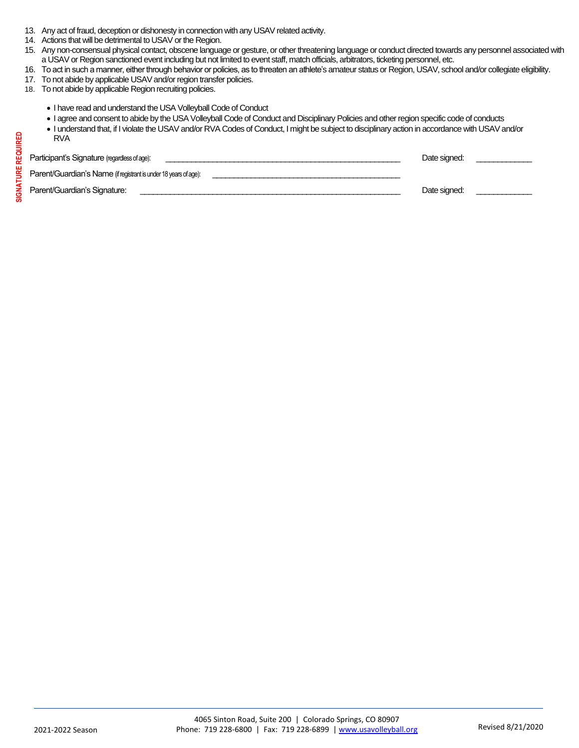13. Any act of fraud, deception or dishonesty in connection with any USAV related activity.
14. Actions that will be detrimental to USAV or the Region.
15. Any non-consensual physical contact, obscene language or gesture, or other threatening language or conduct directed towards any personnel associated with a USAV or Region sanctioned event including but not limited to event staff, match officials, arbitrators, ticketing personnel, etc.
16. To act in such a manner, either through behavior or policies, as to threaten an athlete's amateur status or Region, USAV, school and/or collegiate eligibility.
17. To not abide by applicable USAV and/or region transfer policies.
18. To not abide by applicable Region recruiting policies.

- I have read and understand the USA Volleyball Code of Conduct
- I agree and consent to abide by the USA Volleyball Code of Conduct and Disciplinary Policies and other region specific code of conducts
- I understand that, if I violate the USAV and/or RVA Codes of Conduct, I might be subject to disciplinary action in accordance with USAV and/or RVA

**SIGNATURE REQUIRED**

Participant's Signature (regardless of age): ____________________________________________ Date signed: ____________

Parent/Guardian's Name (if registrant is under 18 years of age): ____________________________________________

Parent/Guardian's Signature: ____________________________________________ Date signed: ____________

2021-2022 Season

4065 Sinton Road, Suite 200 | Colorado Springs, CO 80907
Phone: 719 228-6800 | Fax: 719 228-6899 | www.usavolleyball.org

Revised 8/21/2020